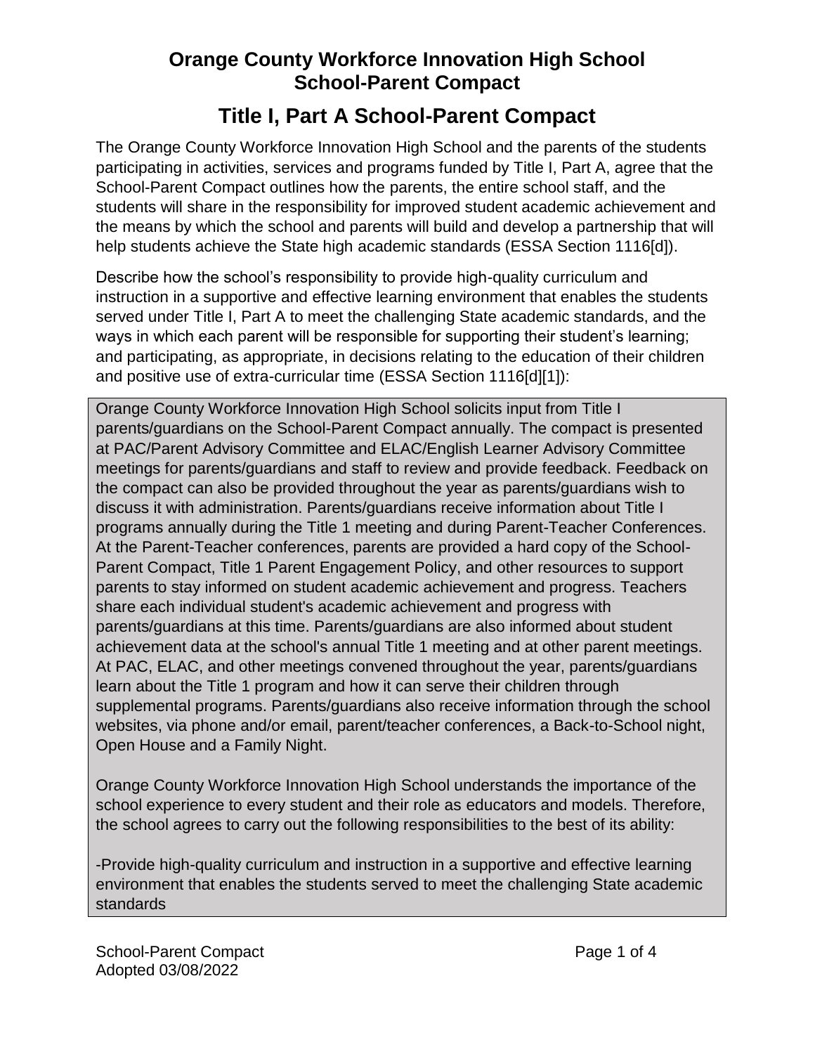# Orange County Workforce Innovation High School School-Parent Compact

## Title I, Part A School-Parent Compact

The Orange County Workforce Innovation High School and the parents of the students participating in activities, services and programs funded by Title I, Part A, agree that the School-Parent Compact outlines how the parents, the entire school staff, and the students will share in the responsibility for improved student academic achievement and the means by which the school and parents will build and develop a partnership that will help students achieve the State high academic standards (ESSA Section 1116[d]).

Describe how the school's responsibility to provide high-quality curriculum and instruction in a supportive and effective learning environment that enables the students served under Title I, Part A to meet the challenging State academic standards, and the ways in which each parent will be responsible for supporting their student's learning; and participating, as appropriate, in decisions relating to the education of their children and positive use of extra-curricular time (ESSA Section 1116[d][1]):

Orange County Workforce Innovation High School solicits input from Title I parents/guardians on the School-Parent Compact annually. The compact is presented at PAC/Parent Advisory Committee and ELAC/English Learner Advisory Committee meetings for parents/guardians and staff to review and provide feedback. Feedback on the compact can also be provided throughout the year as parents/guardians wish to discuss it with administration. Parents/guardians receive information about Title I programs annually during the Title 1 meeting and during Parent-Teacher Conferences. At the Parent-Teacher conferences, parents are provided a hard copy of the School-Parent Compact, Title 1 Parent Engagement Policy, and other resources to support parents to stay informed on student academic achievement and progress. Teachers share each individual student's academic achievement and progress with parents/guardians at this time. Parents/guardians are also informed about student achievement data at the school's annual Title 1 meeting and at other parent meetings. At PAC, ELAC, and other meetings convened throughout the year, parents/guardians learn about the Title 1 program and how it can serve their children through supplemental programs. Parents/guardians also receive information through the school websites, via phone and/or email, parent/teacher conferences, a Back-to-School night, Open House and a Family Night.

Orange County Workforce Innovation High School understands the importance of the school experience to every student and their role as educators and models. Therefore, the school agrees to carry out the following responsibilities to the best of its ability:

-Provide high-quality curriculum and instruction in a supportive and effective learning environment that enables the students served to meet the challenging State academic standards

School-Parent Compact
Adopted 03/08/2022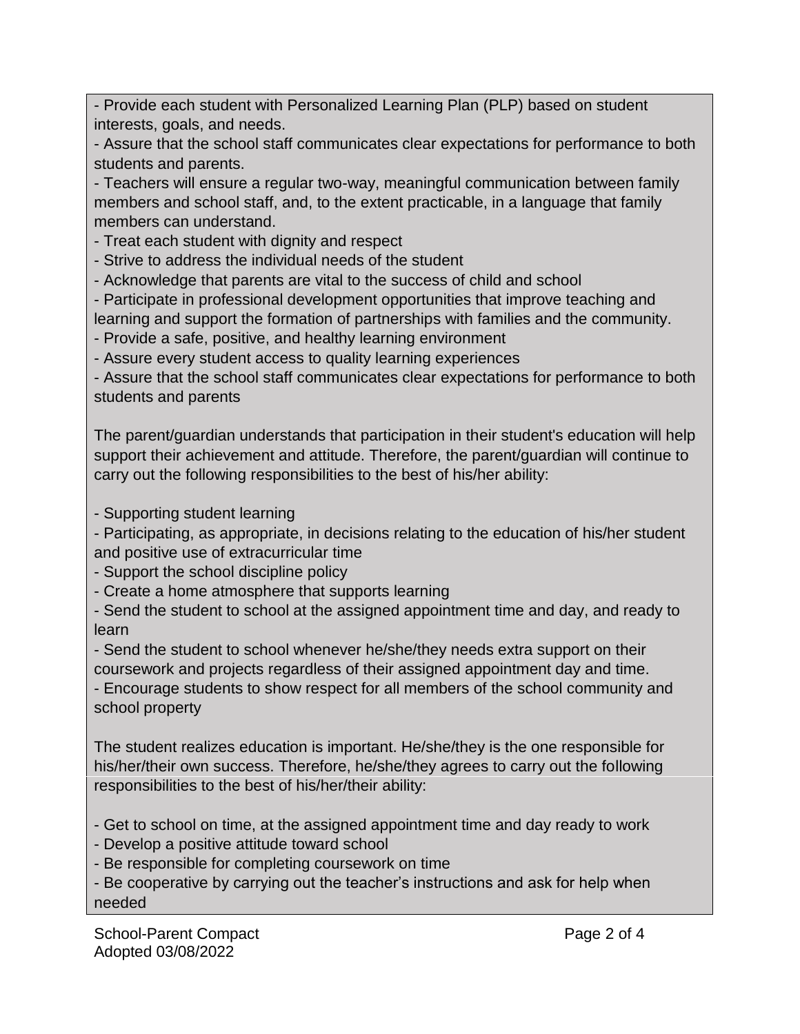- Provide each student with Personalized Learning Plan (PLP) based on student interests, goals, and needs.
- Assure that the school staff communicates clear expectations for performance to both students and parents.
- Teachers will ensure a regular two-way, meaningful communication between family members and school staff, and, to the extent practicable, in a language that family members can understand.
- Treat each student with dignity and respect
- Strive to address the individual needs of the student
- Acknowledge that parents are vital to the success of child and school
- Participate in professional development opportunities that improve teaching and learning and support the formation of partnerships with families and the community.
- Provide a safe, positive, and healthy learning environment
- Assure every student access to quality learning experiences
- Assure that the school staff communicates clear expectations for performance to both students and parents

The parent/guardian understands that participation in their student's education will help support their achievement and attitude. Therefore, the parent/guardian will continue to carry out the following responsibilities to the best of his/her ability:

- Supporting student learning
- Participating, as appropriate, in decisions relating to the education of his/her student and positive use of extracurricular time
- Support the school discipline policy
- Create a home atmosphere that supports learning
- Send the student to school at the assigned appointment time and day, and ready to learn
- Send the student to school whenever he/she/they needs extra support on their coursework and projects regardless of their assigned appointment day and time.
- Encourage students to show respect for all members of the school community and school property

The student realizes education is important. He/she/they is the one responsible for his/her/their own success. Therefore, he/she/they agrees to carry out the following responsibilities to the best of his/her/their ability:

- Get to school on time, at the assigned appointment time and day ready to work
- Develop a positive attitude toward school
- Be responsible for completing coursework on time
- Be cooperative by carrying out the teacher's instructions and ask for help when needed

School-Parent Compact
Adopted 03/08/2022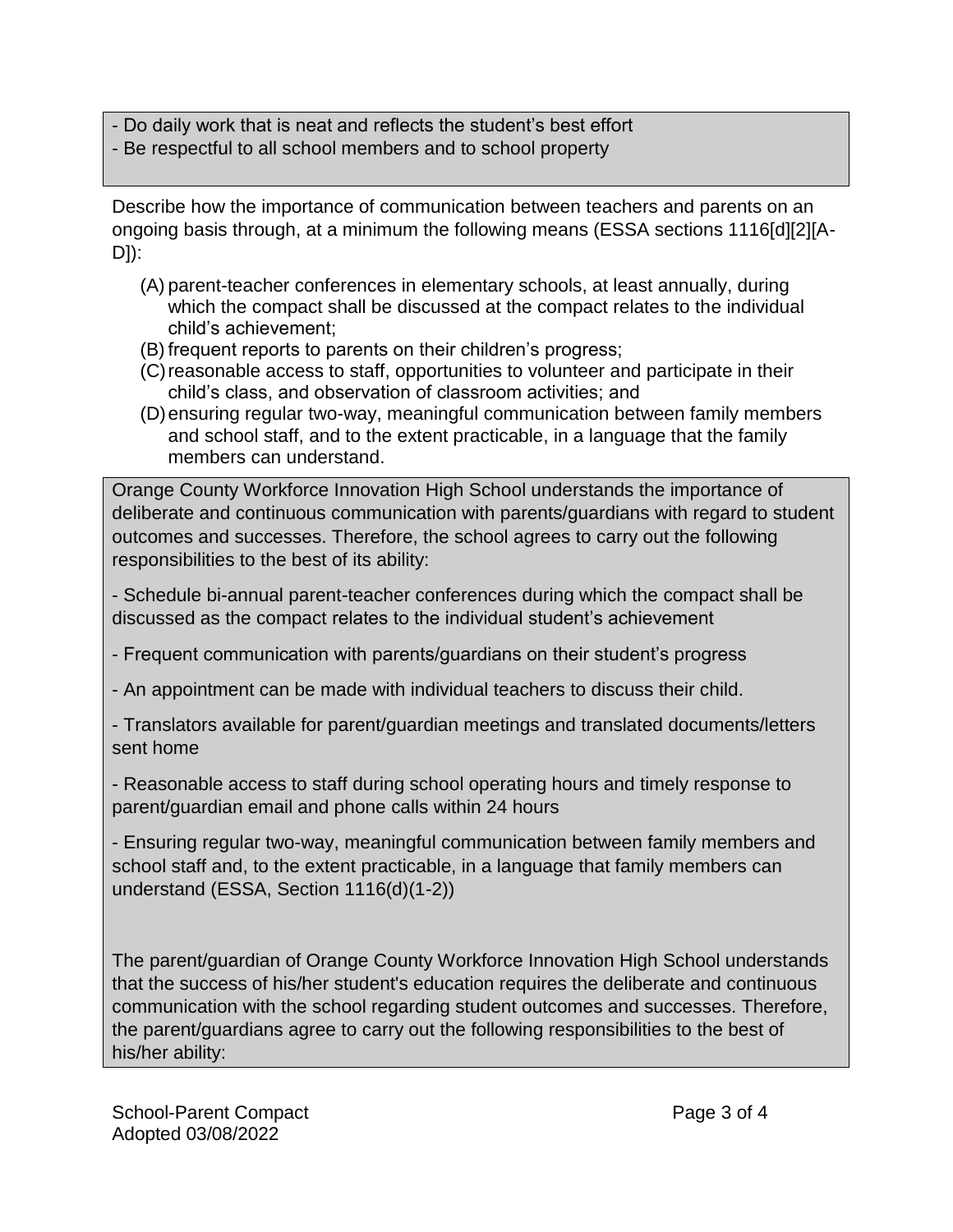- Do daily work that is neat and reflects the student's best effort
- Be respectful to all school members and to school property

Describe how the importance of communication between teachers and parents on an ongoing basis through, at a minimum the following means (ESSA sections 1116[d][2][A-D]):

(A) parent-teacher conferences in elementary schools, at least annually, during which the compact shall be discussed at the compact relates to the individual child's achievement;
(B) frequent reports to parents on their children's progress;
(C) reasonable access to staff, opportunities to volunteer and participate in their child's class, and observation of classroom activities; and
(D) ensuring regular two-way, meaningful communication between family members and school staff, and to the extent practicable, in a language that the family members can understand.

Orange County Workforce Innovation High School understands the importance of deliberate and continuous communication with parents/guardians with regard to student outcomes and successes. Therefore, the school agrees to carry out the following responsibilities to the best of its ability:

- Schedule bi-annual parent-teacher conferences during which the compact shall be discussed as the compact relates to the individual student's achievement

- Frequent communication with parents/guardians on their student's progress

- An appointment can be made with individual teachers to discuss their child.

- Translators available for parent/guardian meetings and translated documents/letters sent home

- Reasonable access to staff during school operating hours and timely response to parent/guardian email and phone calls within 24 hours

- Ensuring regular two-way, meaningful communication between family members and school staff and, to the extent practicable, in a language that family members can understand (ESSA, Section 1116(d)(1-2))

The parent/guardian of Orange County Workforce Innovation High School understands that the success of his/her student's education requires the deliberate and continuous communication with the school regarding student outcomes and successes. Therefore, the parent/guardians agree to carry out the following responsibilities to the best of his/her ability:

School-Parent Compact
Adopted 03/08/2022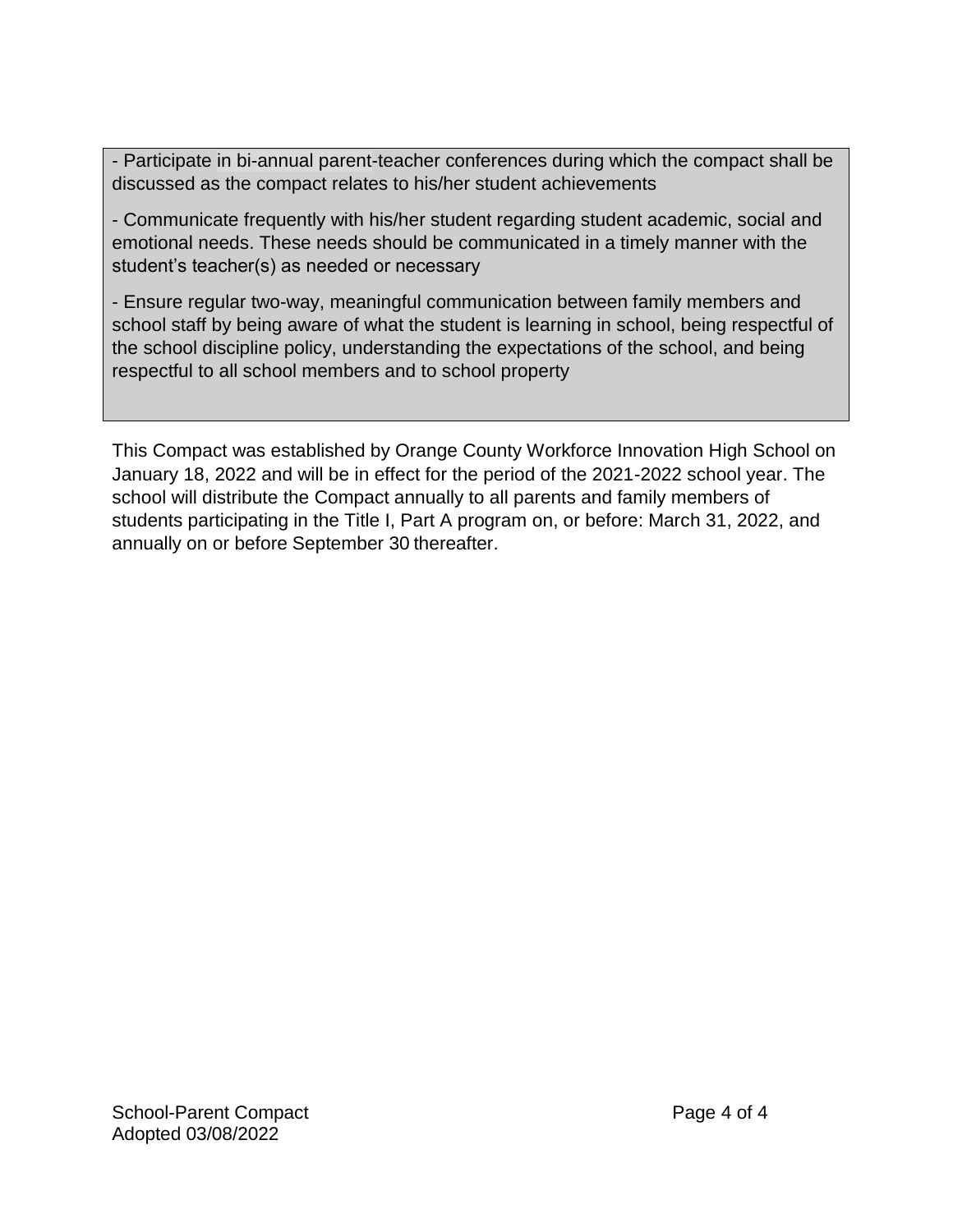- Participate in bi-annual parent-teacher conferences during which the compact shall be discussed as the compact relates to his/her student achievements

- Communicate frequently with his/her student regarding student academic, social and emotional needs. These needs should be communicated in a timely manner with the student's teacher(s) as needed or necessary

- Ensure regular two-way, meaningful communication between family members and school staff by being aware of what the student is learning in school, being respectful of the school discipline policy, understanding the expectations of the school, and being respectful to all school members and to school property

This Compact was established by Orange County Workforce Innovation High School on January 18, 2022 and will be in effect for the period of the 2021-2022 school year. The school will distribute the Compact annually to all parents and family members of students participating in the Title I, Part A program on, or before: March 31, 2022, and annually on or before September 30 thereafter.